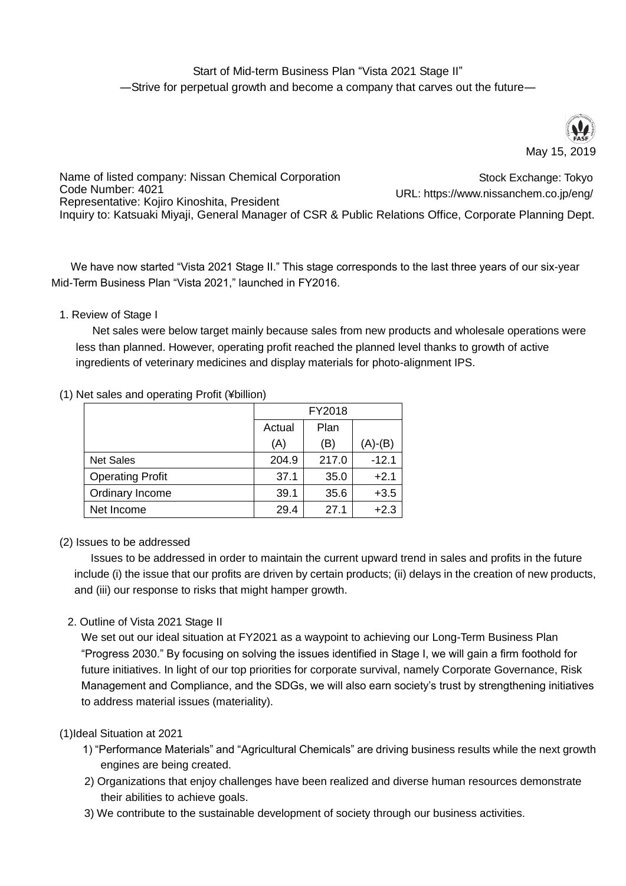Start of Mid-term Business Plan "Vista 2021 Stage II"

—Strive for perpetual growth and become a company that carves out the future—

May 15, 2019

Name of listed company: Nissan Chemical Corporation
Stock Exchange: Tokyo
Code Number: 4021
URL: https://www.nissanchem.co.jp/eng/
Representative: Kojiro Kinoshita, President
Inquiry to: Katsuaki Miyaji, General Manager of CSR & Public Relations Office, Corporate Planning Dept.

We have now started "Vista 2021 Stage II." This stage corresponds to the last three years of our six-year Mid-Term Business Plan "Vista 2021," launched in FY2016.

1. Review of Stage I

Net sales were below target mainly because sales from new products and wholesale operations were less than planned. However, operating profit reached the planned level thanks to growth of active ingredients of veterinary medicines and display materials for photo-alignment IPS.

(1) Net sales and operating Profit (¥billion)

| | FY2018 | | |
|---|---|---|---|
| | Actual (A) | Plan (B) | (A)-(B) |
| Net Sales | 204.9 | 217.0 | -12.1 |
| Operating Profit | 37.1 | 35.0 | +2.1 |
| Ordinary Income | 39.1 | 35.6 | +3.5 |
| Net Income | 29.4 | 27.1 | +2.3 |

(2) Issues to be addressed

Issues to be addressed in order to maintain the current upward trend in sales and profits in the future include (i) the issue that our profits are driven by certain products; (ii) delays in the creation of new products, and (iii) our response to risks that might hamper growth.

2. Outline of Vista 2021 Stage II

We set out our ideal situation at FY2021 as a waypoint to achieving our Long-Term Business Plan "Progress 2030." By focusing on solving the issues identified in Stage I, we will gain a firm foothold for future initiatives. In light of our top priorities for corporate survival, namely Corporate Governance, Risk Management and Compliance, and the SDGs, we will also earn society's trust by strengthening initiatives to address material issues (materiality).

(1)Ideal Situation at 2021

1) "Performance Materials" and "Agricultural Chemicals" are driving business results while the next growth engines are being created.
2) Organizations that enjoy challenges have been realized and diverse human resources demonstrate their abilities to achieve goals.
3) We contribute to the sustainable development of society through our business activities.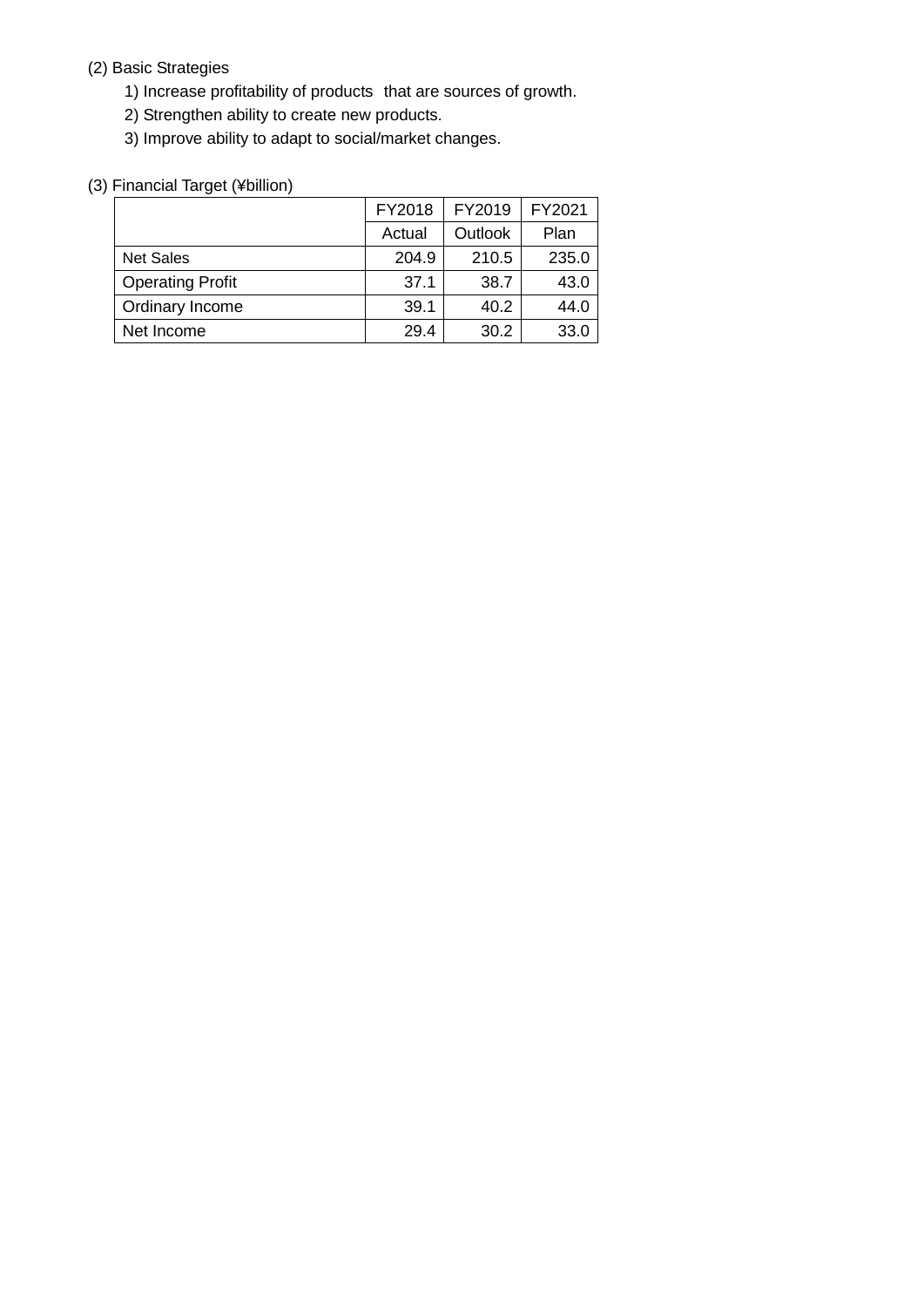(2) Basic Strategies

1) Increase profitability of products that are sources of growth.
2) Strengthen ability to create new products.
3) Improve ability to adapt to social/market changes.

(3) Financial Target (¥billion)

| | FY2018 | FY2019 | FY2021 |
|---|---|---|---|
| | Actual | Outlook | Plan |
| Net Sales | 204.9 | 210.5 | 235.0 |
| Operating Profit | 37.1 | 38.7 | 43.0 |
| Ordinary Income | 39.1 | 40.2 | 44.0 |
| Net Income | 29.4 | 30.2 | 33.0 |